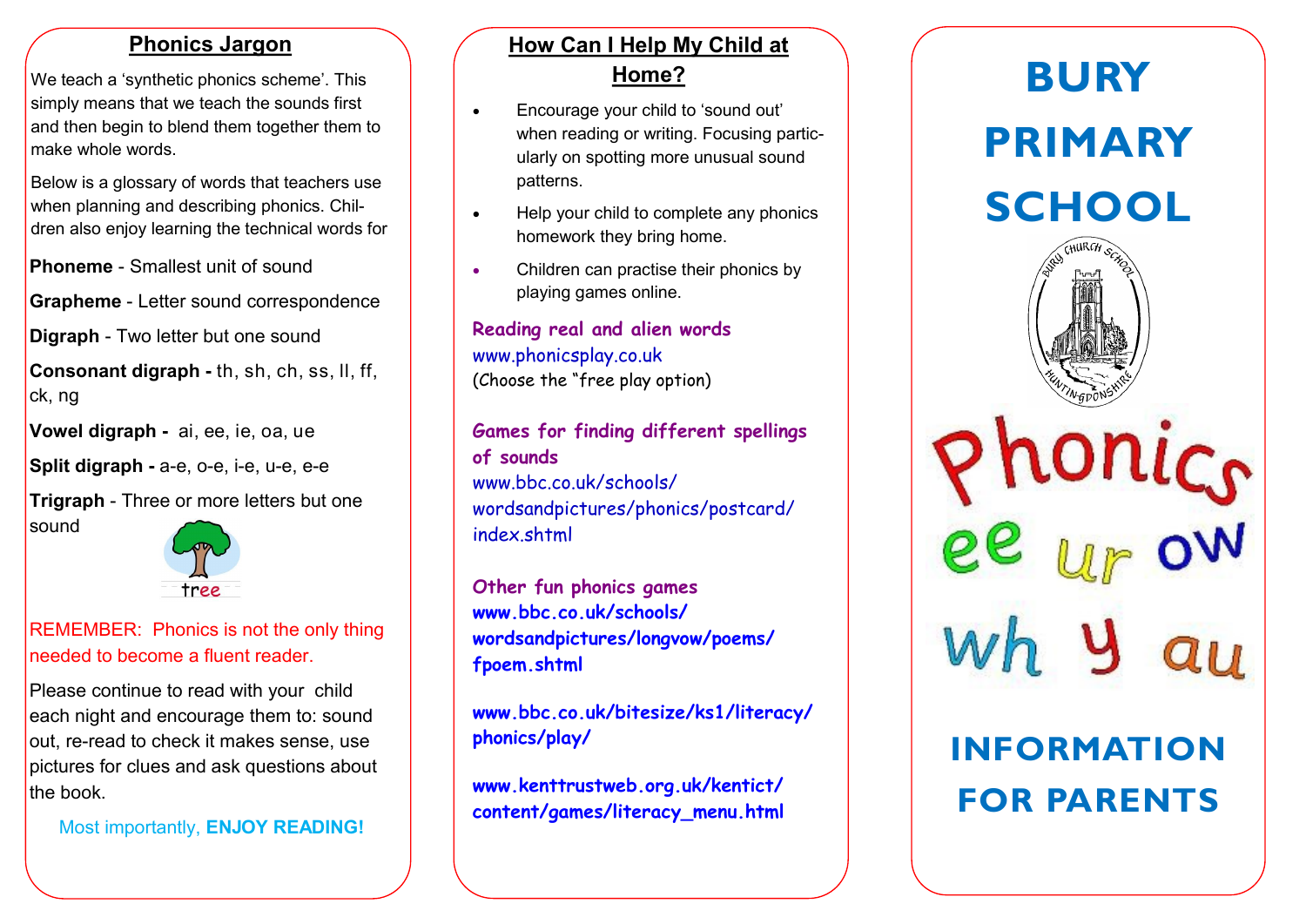## Phonics Jargon

We teach a 'synthetic phonics scheme'. This simply means that we teach the sounds first and then begin to blend together them to make whole words.

Below is a glossary of words that teachers use when planning and describing phonics. Children also enjoy learning the technical words for

**Phoneme** - Smallest unit of sound

**Grapheme** - Letter sound correspondence

**Digraph** - Two letter but one sound

**Consonant digraph -** th, sh, ch, ss, ll, ff, ck, ng

**Vowel digraph -** ai, ee, ie, oa, ue

**Split digraph -** a-e, o-e, i-e, u-e, e-e

**Trigraph** - Three or more letters but one sound

tree

REMEMBER: Phonics is not the only thing needed to become a fluent reader.

Please continue to read with your child each night and encourage them to: sound out, re-read to check it makes sense, use pictures for clues and ask questions about the book.

Most importantly, **ENJOY READING!**

## How Can I Help My Child at Home?

- Encourage your child to 'sound out' when reading or writing. Focusing particularly on spotting more unusual sound patterns.
- Help your child to complete any phonics homework they bring home.
- Children can practise their phonics by playing games online.

**Reading real and alien words**
www.phonicsplay.co.uk
(Choose the "free play option)

**Games for finding different spellings of sounds**
www.bbc.co.uk/schools/wordsandpictures/phonics/postcard/index.shtml

**Other fun phonics games**
**www.bbc.co.uk/schools/wordsandpictures/longvow/poems/fpoem.shtml**

**www.bbc.co.uk/bitesize/ks1/literacy/phonics/play/**

**www.kenttrustweb.org.uk/kentict/content/games/literacy_menu.html**

# BURY PRIMARY SCHOOL

BURY CHURCH SCHOOL
HUNTINGDONSHIRE

Phonics
ee ur ow
wh y au

# INFORMATION FOR PARENTS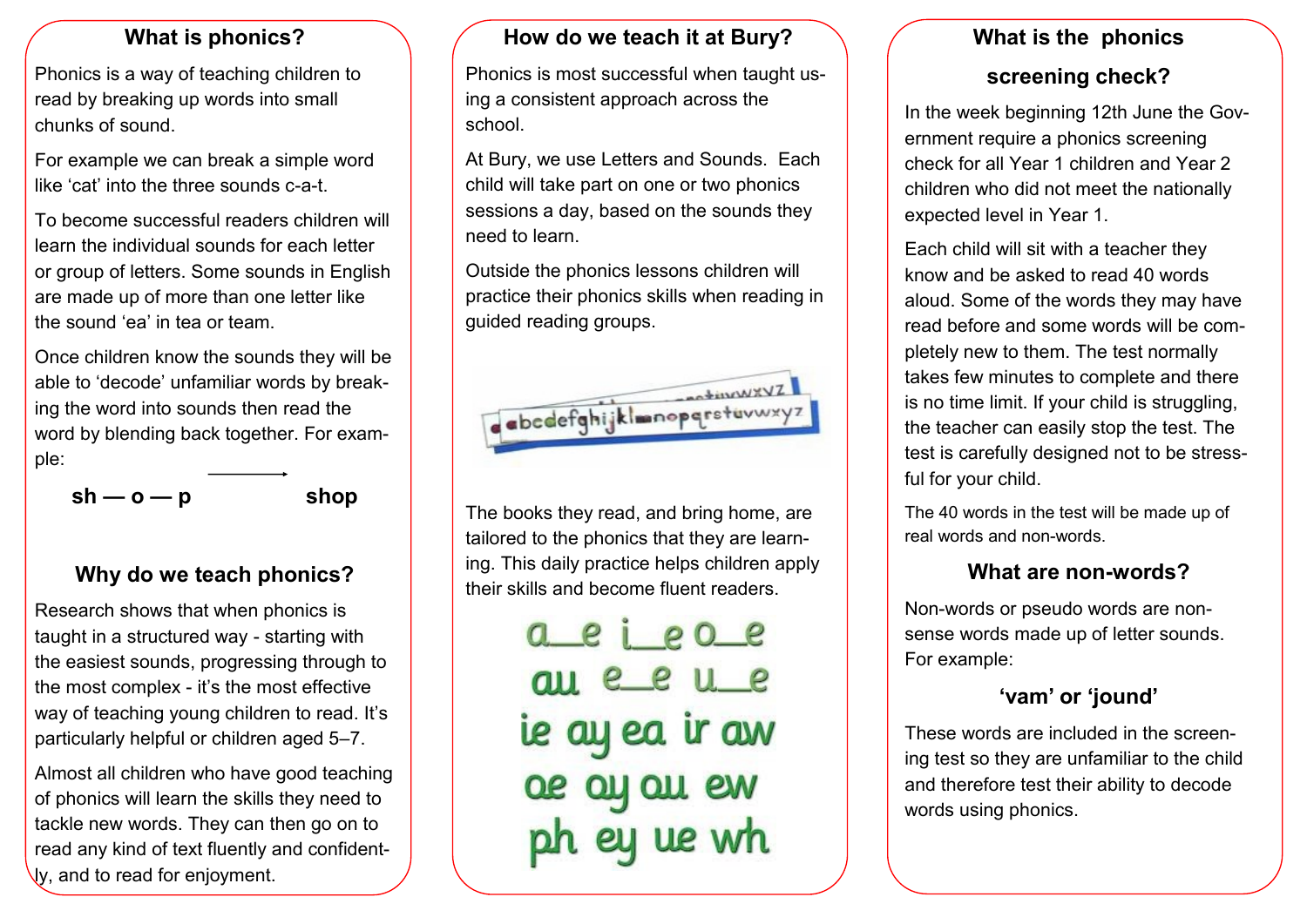## What is phonics?

Phonics is a way of teaching children to read by breaking up words into small chunks of sound.

For example we can break a simple word like 'cat' into the three sounds c-a-t.

To become successful readers children will learn the individual sounds for each letter or group of letters. Some sounds in English are made up of more than one letter like the sound 'ea' in tea or team.

Once children know the sounds they will be able to 'decode' unfamiliar words by breaking the word into sounds then read the word by blending back together. For example:

**sh — o — p** → **shop**

## Why do we teach phonics?

Research shows that when phonics is taught in a structured way - starting with the easiest sounds, progressing through to the most complex - it's the most effective way of teaching young children to read. It's particularly helpful or children aged 5–7.

Almost all children who have good teaching of phonics will learn the skills they need to tackle new words. They can then go on to read any kind of text fluently and confidently, and to read for enjoyment.

## How do we teach it at Bury?

Phonics is most successful when taught using a consistent approach across the school.

At Bury, we use Letters and Sounds. Each child will take part on one or two phonics sessions a day, based on the sounds they need to learn.

Outside the phonics lessons children will practice their phonics skills when reading in guided reading groups.

The books they read, and bring home, are tailored to the phonics that they are learning. This daily practice helps children apply their skills and become fluent readers.

a_e i_e o_e
au e_e u_e
ie ay ea ir aw
oe oy ou ew
ph ey ue wh

## What is the phonics screening check?

In the week beginning 12th June the Government require a phonics screening check for all Year 1 children and Year 2 children who did not meet the nationally expected level in Year 1.

Each child will sit with a teacher they know and be asked to read 40 words aloud. Some of the words they may have read before and some words will be completely new to them. The test normally takes few minutes to complete and there is no time limit. If your child is struggling, the teacher can easily stop the test. The test is carefully designed not to be stressful for your child.

The 40 words in the test will be made up of real words and non-words.

## What are non-words?

Non-words or pseudo words are nonsense words made up of letter sounds. For example:

**'vam' or 'jound'**

These words are included in the screening test so they are unfamiliar to the child and therefore test their ability to decode words using phonics.